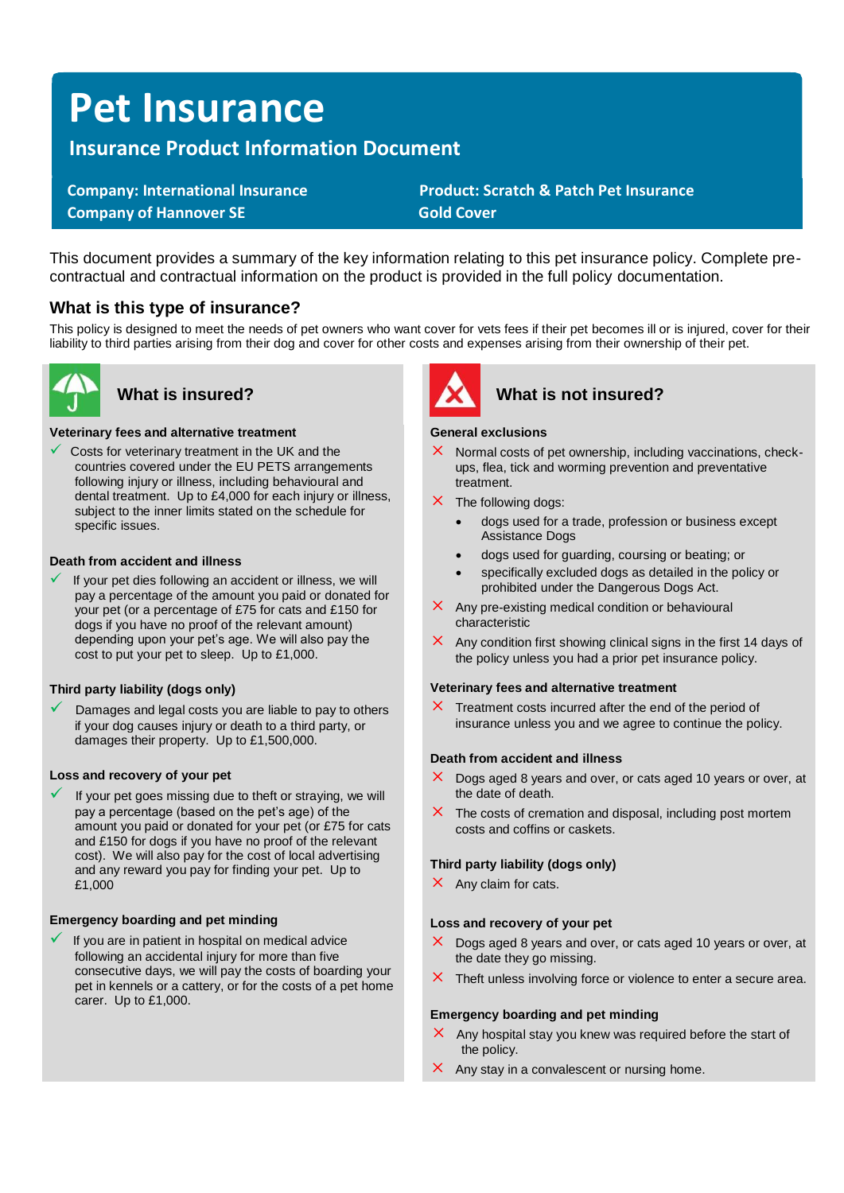# Pet Insurance

## Insurance Product Information Document

**Company: International Insurance Company of Hannover SE**

**Product: Scratch & Patch Pet Insurance Gold Cover**

This document provides a summary of the key information relating to this pet insurance policy. Complete pre-contractual and contractual information on the product is provided in the full policy documentation.

## What is this type of insurance?

This policy is designed to meet the needs of pet owners who want cover for vets fees if their pet becomes ill or is injured, cover for their liability to third parties arising from their dog and cover for other costs and expenses arising from their ownership of their pet.

## What is insured?

**Veterinary fees and alternative treatment**

- ✓ Costs for veterinary treatment in the UK and the countries covered under the EU PETS arrangements following injury or illness, including behavioural and dental treatment. Up to £4,000 for each injury or illness, subject to the inner limits stated on the schedule for specific issues.

**Death from accident and illness**

- ✓ If your pet dies following an accident or illness, we will pay a percentage of the amount you paid or donated for your pet (or a percentage of £75 for cats and £150 for dogs if you have no proof of the relevant amount) depending upon your pet's age. We will also pay the cost to put your pet to sleep. Up to £1,000.

**Third party liability (dogs only)**

- ✓ Damages and legal costs you are liable to pay to others if your dog causes injury or death to a third party, or damages their property. Up to £1,500,000.

**Loss and recovery of your pet**

- ✓ If your pet goes missing due to theft or straying, we will pay a percentage (based on the pet's age) of the amount you paid or donated for your pet (or £75 for cats and £150 for dogs if you have no proof of the relevant cost). We will also pay for the cost of local advertising and any reward you pay for finding your pet. Up to £1,000

**Emergency boarding and pet minding**

- ✓ If you are in patient in hospital on medical advice following an accidental injury for more than five consecutive days, we will pay the costs of boarding your pet in kennels or a cattery, or for the costs of a pet home carer. Up to £1,000.

## What is not insured?

**General exclusions**

- ✗ Normal costs of pet ownership, including vaccinations, check-ups, flea, tick and worming prevention and preventative treatment.
- ✗ The following dogs:
  - dogs used for a trade, profession or business except Assistance Dogs
  - dogs used for guarding, coursing or beating; or
  - specifically excluded dogs as detailed in the policy or prohibited under the Dangerous Dogs Act.
- ✗ Any pre-existing medical condition or behavioural characteristic
- ✗ Any condition first showing clinical signs in the first 14 days of the policy unless you had a prior pet insurance policy.

**Veterinary fees and alternative treatment**

- ✗ Treatment costs incurred after the end of the period of insurance unless you and we agree to continue the policy.

**Death from accident and illness**

- ✗ Dogs aged 8 years and over, or cats aged 10 years or over, at the date of death.
- ✗ The costs of cremation and disposal, including post mortem costs and coffins or caskets.

**Third party liability (dogs only)**

- ✗ Any claim for cats.

**Loss and recovery of your pet**

- ✗ Dogs aged 8 years and over, or cats aged 10 years or over, at the date they go missing.
- ✗ Theft unless involving force or violence to enter a secure area.

**Emergency boarding and pet minding**

- ✗ Any hospital stay you knew was required before the start of the policy.
- ✗ Any stay in a convalescent or nursing home.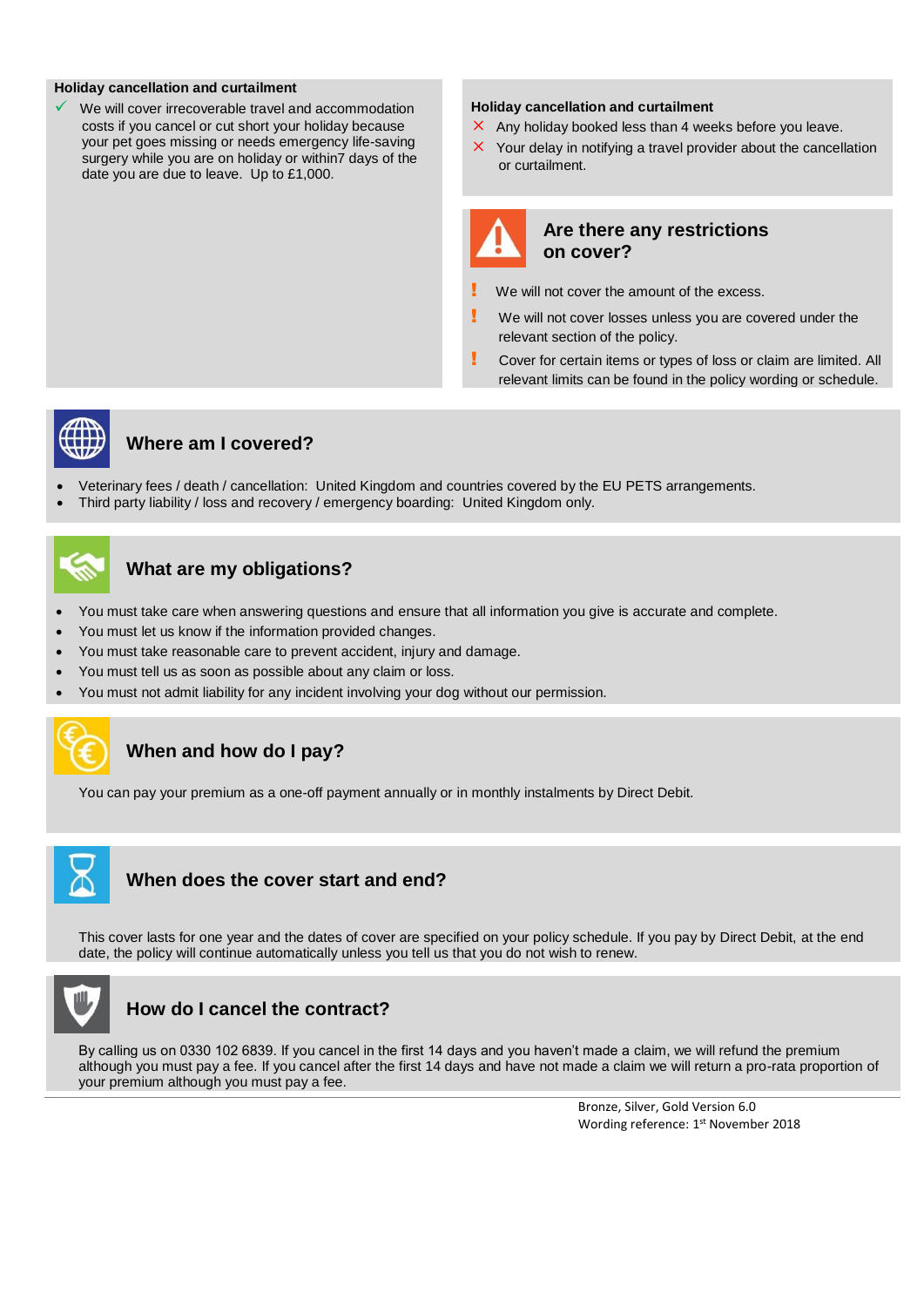**Holiday cancellation and curtailment**

✓ We will cover irrecoverable travel and accommodation costs if you cancel or cut short your holiday because your pet goes missing or needs emergency life-saving surgery while you are on holiday or within7 days of the date you are due to leave. Up to £1,000.

**Holiday cancellation and curtailment**

✗ Any holiday booked less than 4 weeks before you leave.

✗ Your delay in notifying a travel provider about the cancellation or curtailment.

## Are there any restrictions on cover?

! We will not cover the amount of the excess.

! We will not cover losses unless you are covered under the relevant section of the policy.

! Cover for certain items or types of loss or claim are limited. All relevant limits can be found in the policy wording or schedule.

## Where am I covered?

- Veterinary fees / death / cancellation: United Kingdom and countries covered by the EU PETS arrangements.
- Third party liability / loss and recovery / emergency boarding: United Kingdom only.

## What are my obligations?

- You must take care when answering questions and ensure that all information you give is accurate and complete.
- You must let us know if the information provided changes.
- You must take reasonable care to prevent accident, injury and damage.
- You must tell us as soon as possible about any claim or loss.
- You must not admit liability for any incident involving your dog without our permission.

## When and how do I pay?

You can pay your premium as a one-off payment annually or in monthly instalments by Direct Debit.

## When does the cover start and end?

This cover lasts for one year and the dates of cover are specified on your policy schedule. If you pay by Direct Debit, at the end date, the policy will continue automatically unless you tell us that you do not wish to renew.

## How do I cancel the contract?

By calling us on 0330 102 6839. If you cancel in the first 14 days and you haven't made a claim, we will refund the premium although you must pay a fee. If you cancel after the first 14 days and have not made a claim we will return a pro-rata proportion of your premium although you must pay a fee.

Bronze, Silver, Gold Version 6.0
Wording reference: 1st November 2018